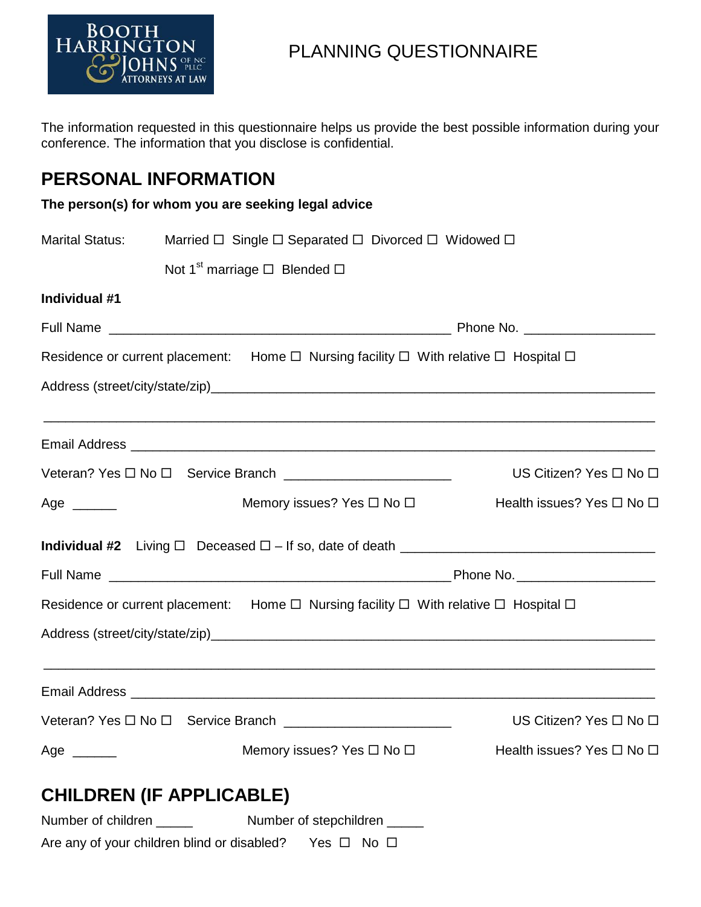BOOTH HARRINGTON & JOHNS OF NC PLLC ATTORNEYS AT LAW

# PLANNING QUESTIONNAIRE

The information requested in this questionnaire helps us provide the best possible information during your conference. The information that you disclose is confidential.

## PERSONAL INFORMATION

**The person(s) for whom you are seeking legal advice**

Marital Status: Married ☐ Single ☐ Separated ☐ Divorced ☐ Widowed ☐

Not 1st marriage ☐ Blended ☐

**Individual #1**

Full Name ______________________________________________ Phone No. _________________

Residence or current placement: Home ☐ Nursing facility ☐ With relative ☐ Hospital ☐

Address (street/city/state/zip)______________________________________________________

______________________________________________________________________________

Email Address __________________________________________________________________

Veteran? Yes ☐ No ☐ Service Branch ______________________ US Citizen? Yes ☐ No ☐

Age ______ Memory issues? Yes ☐ No ☐ Health issues? Yes ☐ No ☐

**Individual #2** Living ☐ Deceased ☐ – If so, date of death _________________________________

Full Name ______________________________________________ Phone No. _________________

Residence or current placement: Home ☐ Nursing facility ☐ With relative ☐ Hospital ☐

Address (street/city/state/zip)______________________________________________________

______________________________________________________________________________

Email Address __________________________________________________________________

Veteran? Yes ☐ No ☐ Service Branch ______________________ US Citizen? Yes ☐ No ☐

Age ______ Memory issues? Yes ☐ No ☐ Health issues? Yes ☐ No ☐

## CHILDREN (IF APPLICABLE)

Number of children _____ Number of stepchildren _____

Are any of your children blind or disabled? Yes ☐ No ☐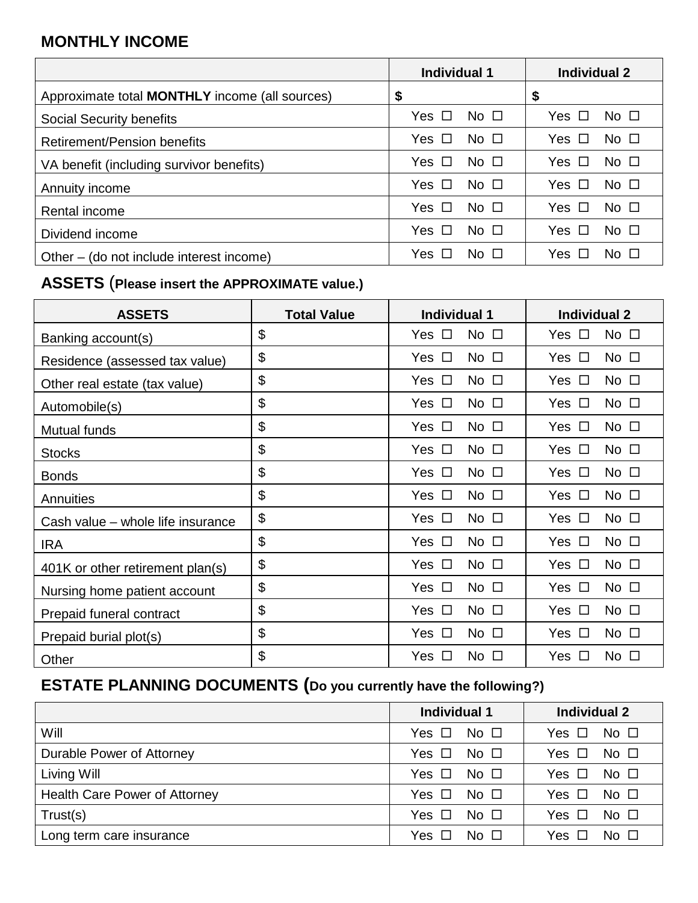## MONTHLY INCOME

| | Individual 1 | Individual 2 |
|---|---|---|
| Approximate total **MONTHLY** income (all sources) | $ | $ |
| Social Security benefits | Yes ☐ No ☐ | Yes ☐ No ☐ |
| Retirement/Pension benefits | Yes ☐ No ☐ | Yes ☐ No ☐ |
| VA benefit (including survivor benefits) | Yes ☐ No ☐ | Yes ☐ No ☐ |
| Annuity income | Yes ☐ No ☐ | Yes ☐ No ☐ |
| Rental income | Yes ☐ No ☐ | Yes ☐ No ☐ |
| Dividend income | Yes ☐ No ☐ | Yes ☐ No ☐ |
| Other – (do not include interest income) | Yes ☐ No ☐ | Yes ☐ No ☐ |

## ASSETS (Please insert the APPROXIMATE value.)

| ASSETS | Total Value | Individual 1 | Individual 2 |
|---|---|---|---|
| Banking account(s) | $ | Yes ☐ No ☐ | Yes ☐ No ☐ |
| Residence (assessed tax value) | $ | Yes ☐ No ☐ | Yes ☐ No ☐ |
| Other real estate (tax value) | $ | Yes ☐ No ☐ | Yes ☐ No ☐ |
| Automobile(s) | $ | Yes ☐ No ☐ | Yes ☐ No ☐ |
| Mutual funds | $ | Yes ☐ No ☐ | Yes ☐ No ☐ |
| Stocks | $ | Yes ☐ No ☐ | Yes ☐ No ☐ |
| Bonds | $ | Yes ☐ No ☐ | Yes ☐ No ☐ |
| Annuities | $ | Yes ☐ No ☐ | Yes ☐ No ☐ |
| Cash value – whole life insurance | $ | Yes ☐ No ☐ | Yes ☐ No ☐ |
| IRA | $ | Yes ☐ No ☐ | Yes ☐ No ☐ |
| 401K or other retirement plan(s) | $ | Yes ☐ No ☐ | Yes ☐ No ☐ |
| Nursing home patient account | $ | Yes ☐ No ☐ | Yes ☐ No ☐ |
| Prepaid funeral contract | $ | Yes ☐ No ☐ | Yes ☐ No ☐ |
| Prepaid burial plot(s) | $ | Yes ☐ No ☐ | Yes ☐ No ☐ |
| Other | $ | Yes ☐ No ☐ | Yes ☐ No ☐ |

## ESTATE PLANNING DOCUMENTS (Do you currently have the following?)

| | Individual 1 | Individual 2 |
|---|---|---|
| Will | Yes ☐ No ☐ | Yes ☐ No ☐ |
| Durable Power of Attorney | Yes ☐ No ☐ | Yes ☐ No ☐ |
| Living Will | Yes ☐ No ☐ | Yes ☐ No ☐ |
| Health Care Power of Attorney | Yes ☐ No ☐ | Yes ☐ No ☐ |
| Trust(s) | Yes ☐ No ☐ | Yes ☐ No ☐ |
| Long term care insurance | Yes ☐ No ☐ | Yes ☐ No ☐ |